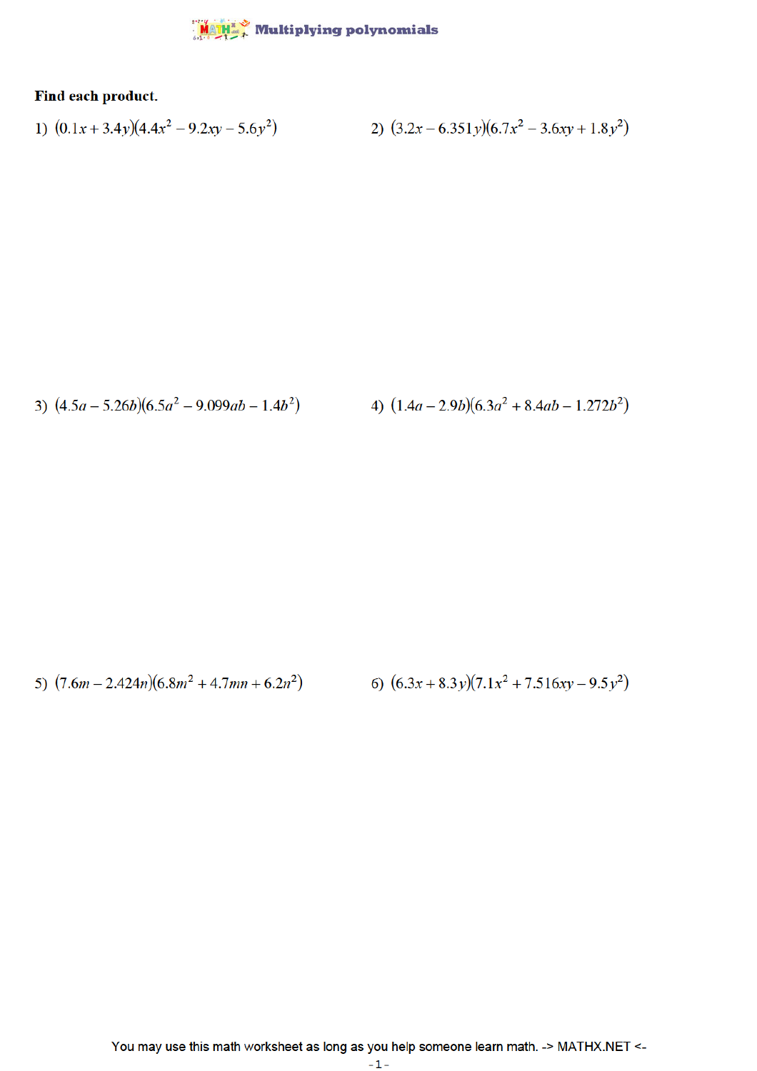# Multiplying polynomials

**Find each product.**

1) $(0.1x + 3.4y)(4.4x^2 - 9.2xy - 5.6y^2)$

2) $(3.2x - 6.351y)(6.7x^2 - 3.6xy + 1.8y^2)$

3) $(4.5a - 5.26b)(6.5a^2 - 9.099ab - 1.4b^2)$

4) $(1.4a - 2.9b)(6.3a^2 + 8.4ab - 1.272b^2)$

5) $(7.6m - 2.424n)(6.8m^2 + 4.7mn + 6.2n^2)$

6) $(6.3x + 8.3y)(7.1x^2 + 7.516xy - 9.5y^2)$

You may use this math worksheet as long as you help someone learn math. -> MATHX.NET <-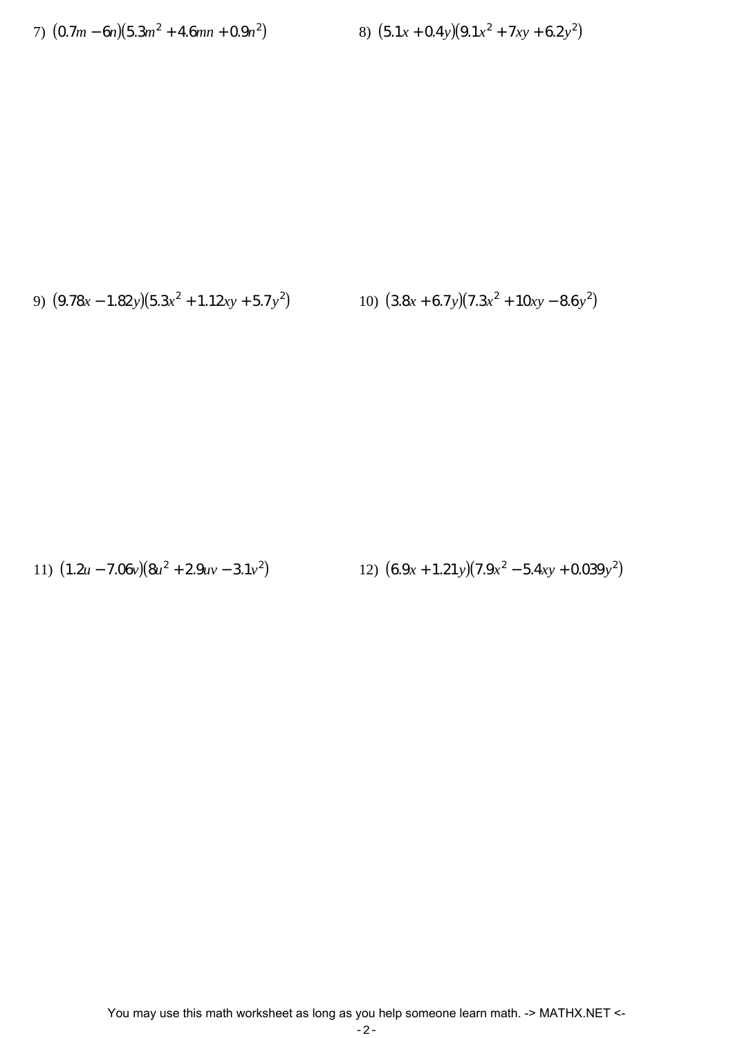7) $(0.7m - 6n)(5.3m^2 + 4.6mn + 0.9n^2)$

8) $(5.1x + 0.4y)(9.1x^2 + 7xy + 6.2y^2)$

9) $(9.78x - 1.82y)(5.3x^2 + 1.12xy + 5.7y^2)$

10) $(3.8x + 6.7y)(7.3x^2 + 10xy - 8.6y^2)$

11) $(1.2u - 7.06v)(8u^2 + 2.9uv - 3.1v^2)$

12) $(6.9x + 1.21y)(7.9x^2 - 5.4xy + 0.039y^2)$

You may use this math worksheet as long as you help someone learn math. -> MATHX.NET <-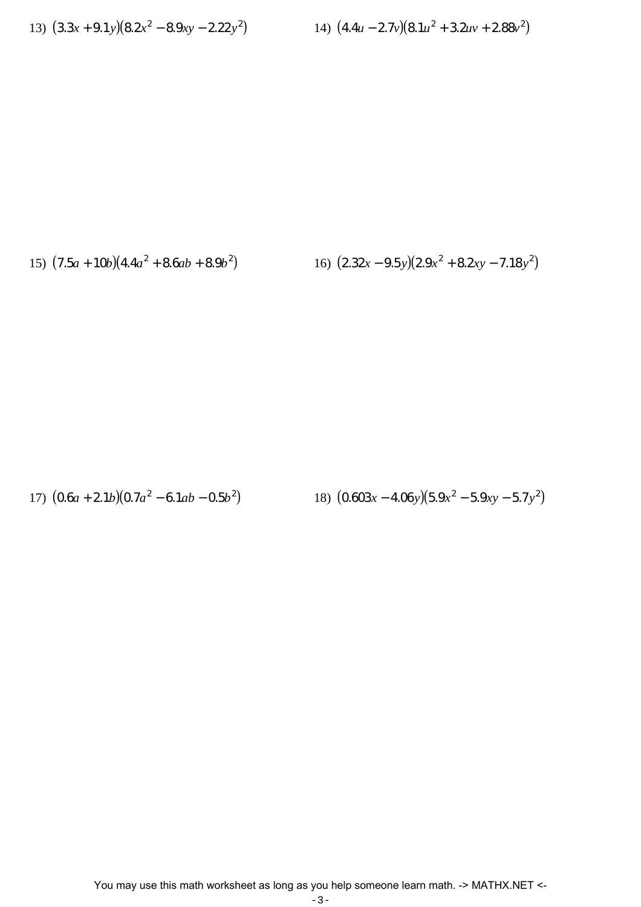13) $(3.3x+9.1y)(8.2x^2-8.9xy-2.22y^2)$

14) $(4.4u-2.7v)(8.1u^2+3.2uv+2.88v^2)$

15) $(7.5a+10b)(4.4a^2+8.6ab+8.9b^2)$

16) $(2.32x-9.5y)(2.9x^2+8.2xy-7.18y^2)$

17) $(0.6a+2.1b)(0.7a^2-6.1ab-0.5b^2)$

18) $(0.603x-4.06y)(5.9x^2-5.9xy-5.7y^2)$

You may use this math worksheet as long as you help someone learn math. -> MATHX.NET <-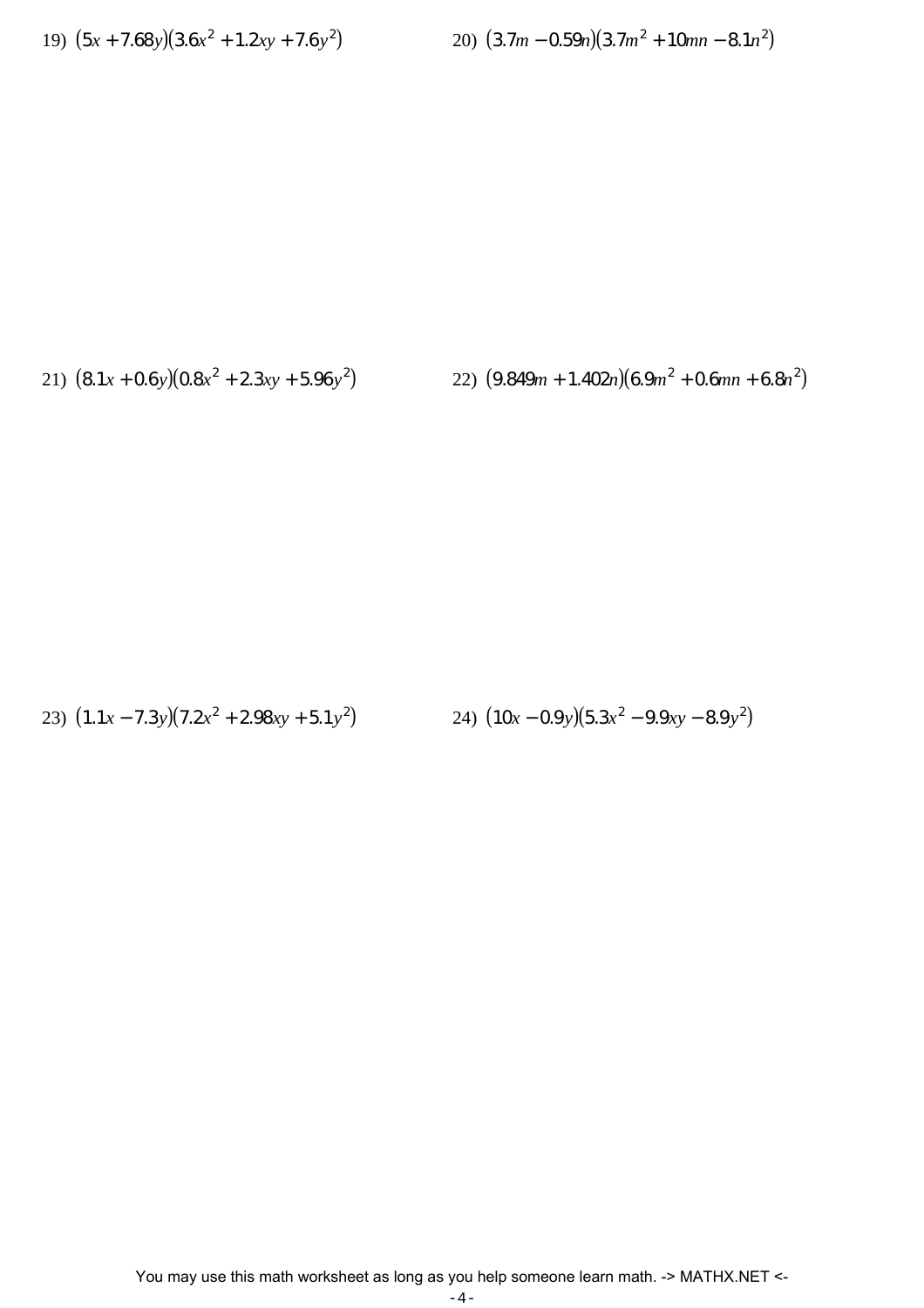19) $(5x + 7.68y)(3.6x^2 + 1.2xy + 7.6y^2)$

20) $(3.7m - 0.59n)(3.7m^2 + 10mn - 8.1n^2)$

21) $(8.1x + 0.6y)(0.8x^2 + 2.3xy + 5.96y^2)$

22) $(9.849m + 1.402n)(6.9m^2 + 0.6mn + 6.8n^2)$

23) $(1.1x - 7.3y)(7.2x^2 + 2.98xy + 5.1y^2)$

24) $(10x - 0.9y)(5.3x^2 - 9.9xy - 8.9y^2)$

You may use this math worksheet as long as you help someone learn math. -> MATHX.NET <-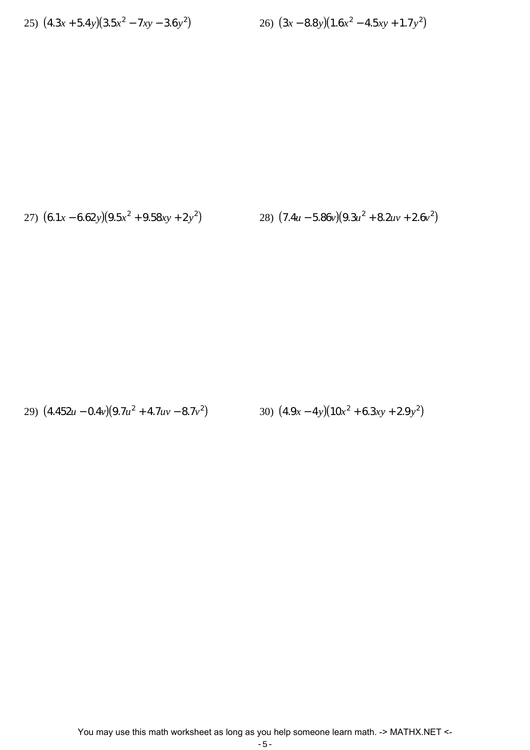25) $(4.3x + 5.4y)(3.5x^2 - 7xy - 3.6y^2)$

26) $(3x - 8.8y)(1.6x^2 - 4.5xy + 1.7y^2)$

27) $(6.1x - 6.62y)(9.5x^2 + 9.58xy + 2y^2)$

28) $(7.4u - 5.86v)(9.3u^2 + 8.2uv + 2.6v^2)$

29) $(4.452u - 0.4v)(9.7u^2 + 4.7uv - 8.7v^2)$

30) $(4.9x - 4y)(10x^2 + 6.3xy + 2.9y^2)$

You may use this math worksheet as long as you help someone learn math. -> MATHX.NET <-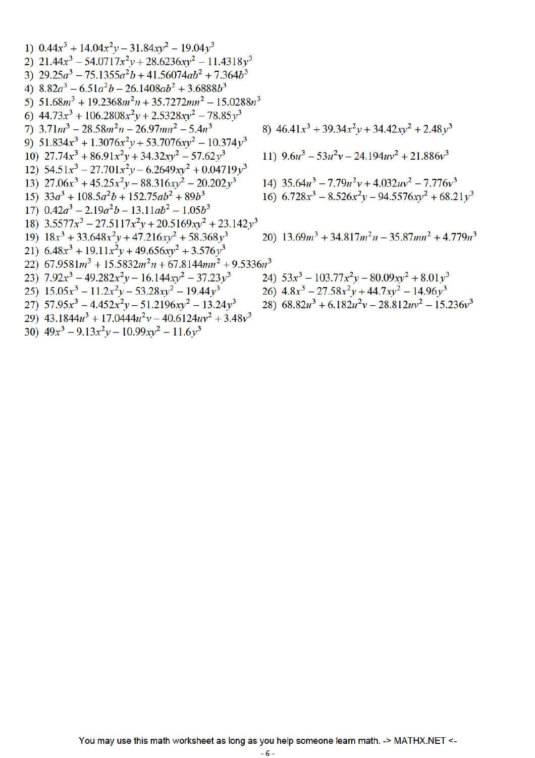1) $0.44x^3 + 14.04x^2y - 31.84xy^2 - 19.04y^3$

2) $21.44x^3 - 54.0717x^2y + 28.6236xy^2 - 11.4318y^3$

3) $29.25a^3 - 75.1355a^2b + 41.56074ab^2 + 7.364b^3$

4) $8.82a^3 - 6.51a^2b - 26.1408ab^2 + 3.6888b^3$

5) $51.68m^3 + 19.2368m^2n + 35.7272mn^2 - 15.0288n^3$

6) $44.73x^3 + 106.2808x^2y + 2.5328xy^2 - 78.85y^3$

7) $3.71m^3 - 28.58m^2n - 26.97mn^2 - 5.4n^3$

8) $46.41x^3 + 39.34x^2y + 34.42xy^2 + 2.48y^3$

9) $51.834x^3 + 1.3076x^2y + 53.7076xy^2 - 10.374y^3$

10) $27.74x^3 + 86.91x^2y + 34.32xy^2 - 57.62y^3$

11) $9.6u^3 - 53u^2v - 24.194uv^2 + 21.886v^3$

12) $54.51x^3 - 27.701x^2y - 6.2649xy^2 + 0.04719y^3$

13) $27.06x^3 + 45.25x^2y - 88.316xy^2 - 20.202y^3$

14) $35.64u^3 - 7.79u^2v + 4.032uv^2 - 7.776v^3$

15) $33a^3 + 108.5a^2b + 152.75ab^2 + 89b^3$

16) $6.728x^3 - 8.526x^2y - 94.5576xy^2 + 68.21y^3$

17) $0.42a^3 - 2.19a^2b - 13.11ab^2 - 1.05b^3$

18) $3.5577x^3 - 27.5117x^2y + 20.5169xy^2 + 23.142y^3$

19) $18x^3 + 33.648x^2y + 47.216xy^2 + 58.368y^3$

20) $13.69m^3 + 34.817m^2n - 35.87mn^2 + 4.779n^3$

21) $6.48x^3 + 19.11x^2y + 49.656xy^2 + 3.576y^3$

22) $67.9581m^3 + 15.5832m^2n + 67.8144mn^2 + 9.5336n^3$

23) $7.92x^3 - 49.282x^2y - 16.144xy^2 - 37.23y^3$

24) $53x^3 - 103.77x^2y - 80.09xy^2 + 8.01y^3$

25) $15.05x^3 - 11.2x^2y - 53.28xy^2 - 19.44y^3$

26) $4.8x^3 - 27.58x^2y + 44.7xy^2 - 14.96y^3$

27) $57.95x^3 - 4.452x^2y - 51.2196xy^2 - 13.24y^3$

28) $68.82u^3 + 6.182u^2v - 28.812uv^2 - 15.236v^3$

29) $43.1844u^3 + 17.0444u^2v - 40.6124uv^2 + 3.48v^3$

30) $49x^3 - 9.13x^2y - 10.99xy^2 - 11.6y^3$

You may use this math worksheet as long as you help someone learn math. -> MATHX.NET <-